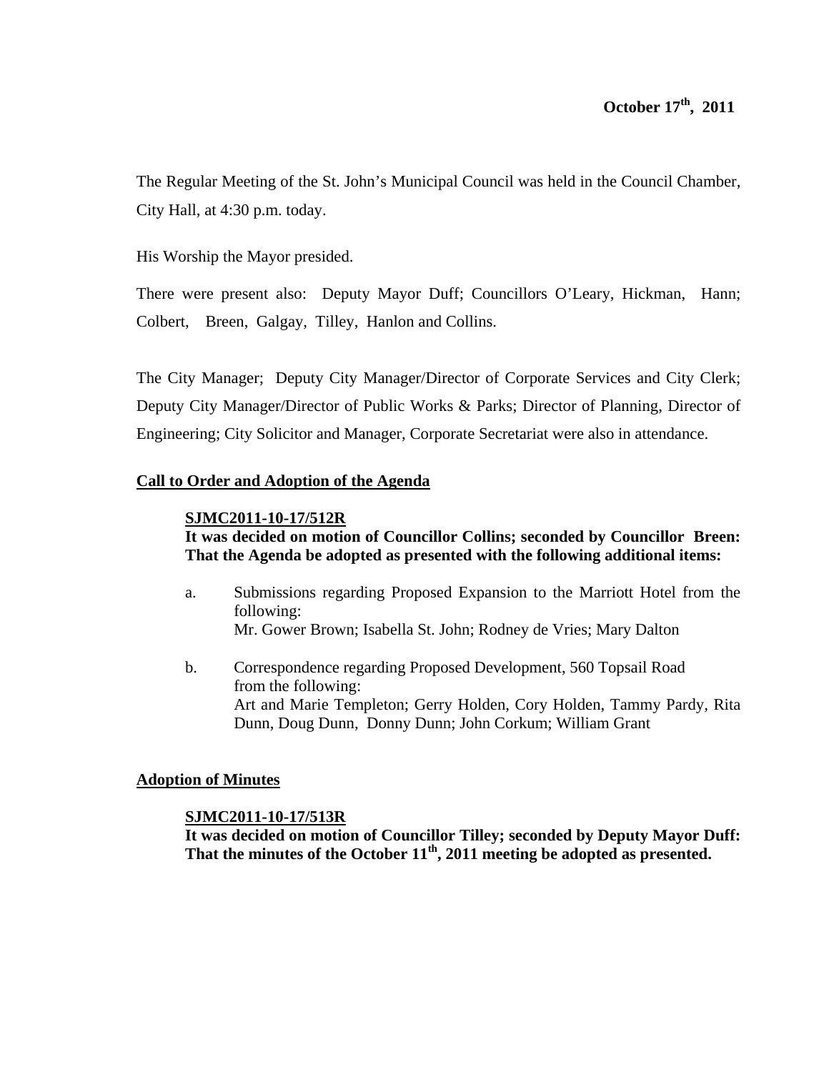**October 17th, 2011**

The Regular Meeting of the St. John's Municipal Council was held in the Council Chamber, City Hall, at 4:30 p.m. today.

His Worship the Mayor presided.

There were present also: Deputy Mayor Duff; Councillors O'Leary, Hickman, Hann; Colbert, Breen, Galgay, Tilley, Hanlon and Collins.

The City Manager; Deputy City Manager/Director of Corporate Services and City Clerk; Deputy City Manager/Director of Public Works & Parks; Director of Planning, Director of Engineering; City Solicitor and Manager, Corporate Secretariat were also in attendance.

## Call to Order and Adoption of the Agenda

**SJMC2011-10-17/512R**
**It was decided on motion of Councillor Collins; seconded by Councillor Breen: That the Agenda be adopted as presented with the following additional items:**

a. Submissions regarding Proposed Expansion to the Marriott Hotel from the following:
Mr. Gower Brown; Isabella St. John; Rodney de Vries; Mary Dalton

b. Correspondence regarding Proposed Development, 560 Topsail Road from the following:
Art and Marie Templeton; Gerry Holden, Cory Holden, Tammy Pardy, Rita Dunn, Doug Dunn, Donny Dunn; John Corkum; William Grant

## Adoption of Minutes

**SJMC2011-10-17/513R**
**It was decided on motion of Councillor Tilley; seconded by Deputy Mayor Duff: That the minutes of the October 11th, 2011 meeting be adopted as presented.**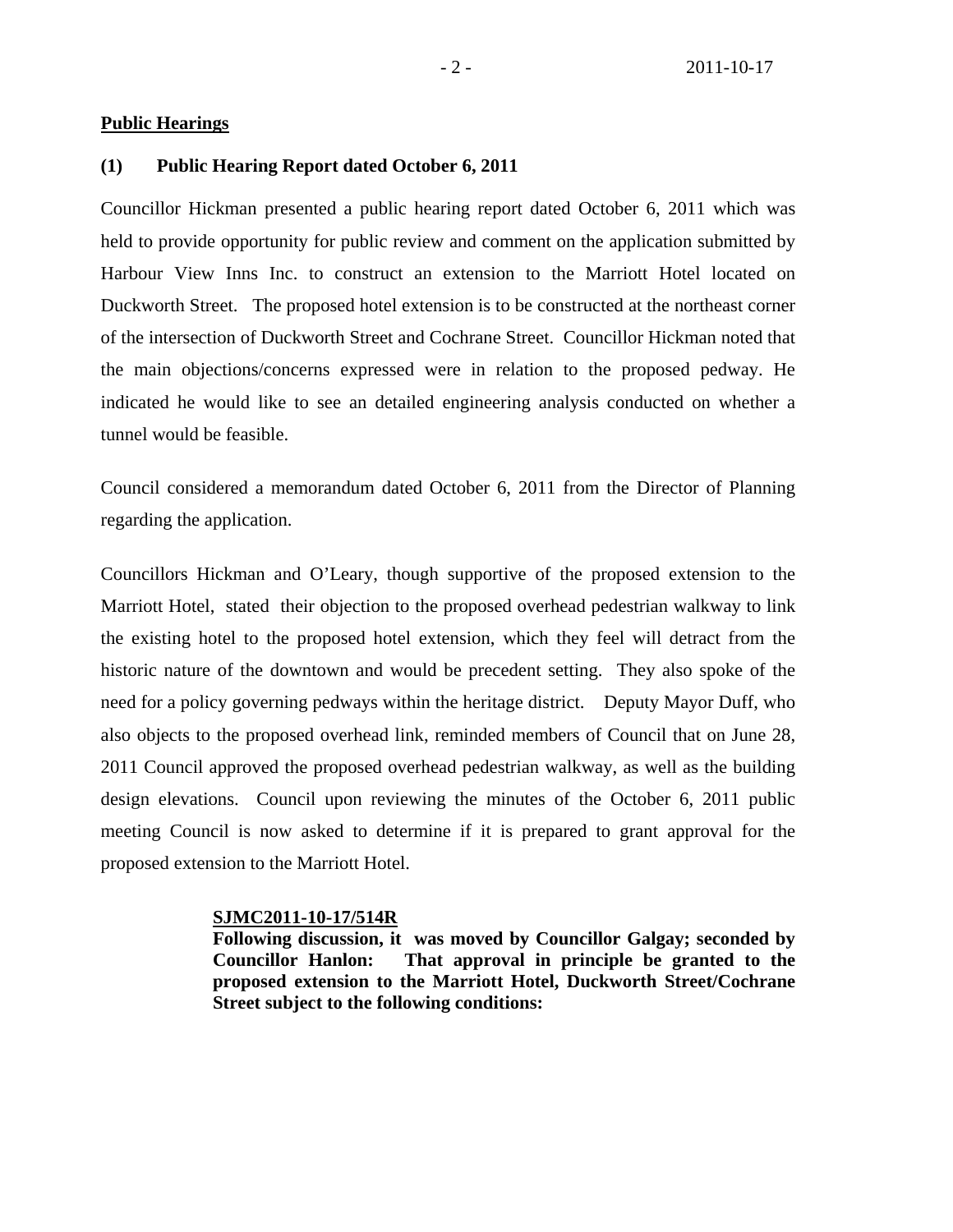**Public Hearings**

**(1) Public Hearing Report dated October 6, 2011**

Councillor Hickman presented a public hearing report dated October 6, 2011 which was held to provide opportunity for public review and comment on the application submitted by Harbour View Inns Inc. to construct an extension to the Marriott Hotel located on Duckworth Street. The proposed hotel extension is to be constructed at the northeast corner of the intersection of Duckworth Street and Cochrane Street. Councillor Hickman noted that the main objections/concerns expressed were in relation to the proposed pedway. He indicated he would like to see an detailed engineering analysis conducted on whether a tunnel would be feasible.

Council considered a memorandum dated October 6, 2011 from the Director of Planning regarding the application.

Councillors Hickman and O'Leary, though supportive of the proposed extension to the Marriott Hotel, stated their objection to the proposed overhead pedestrian walkway to link the existing hotel to the proposed hotel extension, which they feel will detract from the historic nature of the downtown and would be precedent setting. They also spoke of the need for a policy governing pedways within the heritage district. Deputy Mayor Duff, who also objects to the proposed overhead link, reminded members of Council that on June 28, 2011 Council approved the proposed overhead pedestrian walkway, as well as the building design elevations. Council upon reviewing the minutes of the October 6, 2011 public meeting Council is now asked to determine if it is prepared to grant approval for the proposed extension to the Marriott Hotel.

**SJMC2011-10-17/514R**
**Following discussion, it was moved by Councillor Galgay; seconded by Councillor Hanlon: That approval in principle be granted to the proposed extension to the Marriott Hotel, Duckworth Street/Cochrane Street subject to the following conditions:**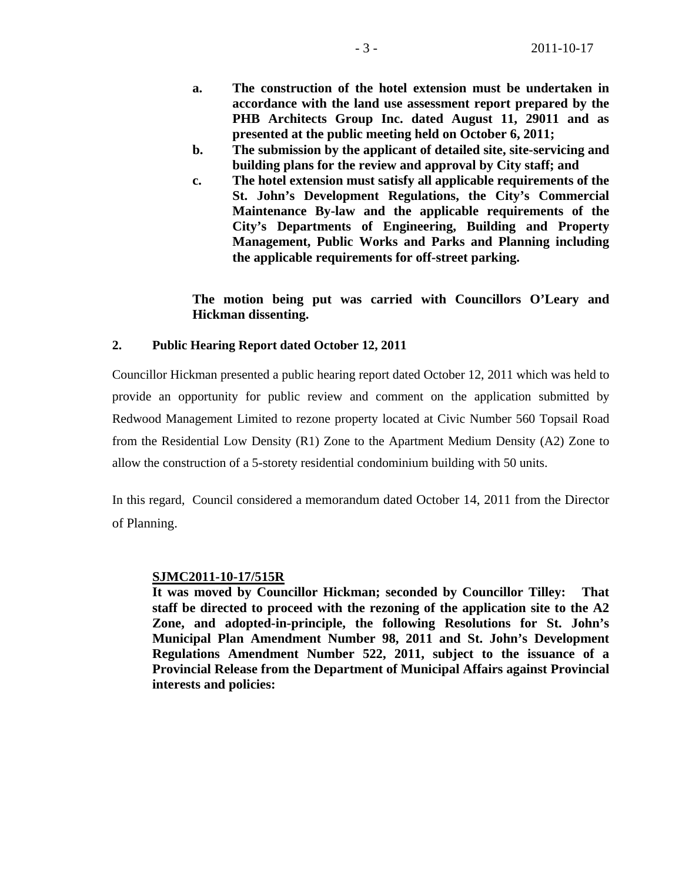**a. The construction of the hotel extension must be undertaken in accordance with the land use assessment report prepared by the PHB Architects Group Inc. dated August 11, 29011 and as presented at the public meeting held on October 6, 2011;**

**b. The submission by the applicant of detailed site, site-servicing and building plans for the review and approval by City staff; and**

**c. The hotel extension must satisfy all applicable requirements of the St. John's Development Regulations, the City's Commercial Maintenance By-law and the applicable requirements of the City's Departments of Engineering, Building and Property Management, Public Works and Parks and Planning including the applicable requirements for off-street parking.**

**The motion being put was carried with Councillors O'Leary and Hickman dissenting.**

**2. Public Hearing Report dated October 12, 2011**

Councillor Hickman presented a public hearing report dated October 12, 2011 which was held to provide an opportunity for public review and comment on the application submitted by Redwood Management Limited to rezone property located at Civic Number 560 Topsail Road from the Residential Low Density (R1) Zone to the Apartment Medium Density (A2) Zone to allow the construction of a 5-storety residential condominium building with 50 units.

In this regard, Council considered a memorandum dated October 14, 2011 from the Director of Planning.

**SJMC2011-10-17/515R**

**It was moved by Councillor Hickman; seconded by Councillor Tilley: That staff be directed to proceed with the rezoning of the application site to the A2 Zone, and adopted-in-principle, the following Resolutions for St. John's Municipal Plan Amendment Number 98, 2011 and St. John's Development Regulations Amendment Number 522, 2011, subject to the issuance of a Provincial Release from the Department of Municipal Affairs against Provincial interests and policies:**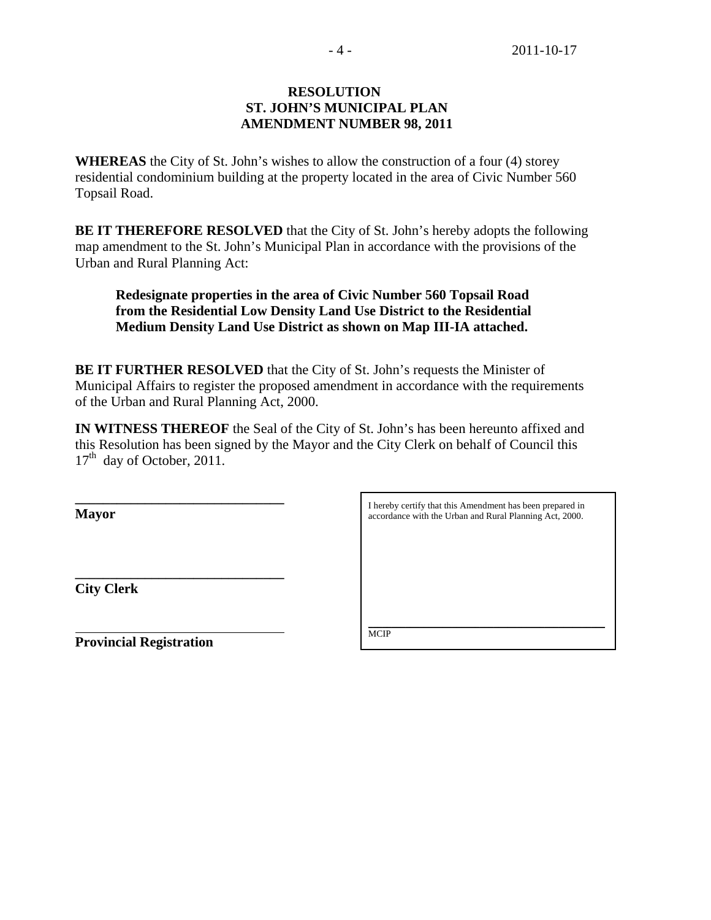**RESOLUTION**
**ST. JOHN'S MUNICIPAL PLAN**
**AMENDMENT NUMBER 98, 2011**

**WHEREAS** the City of St. John's wishes to allow the construction of a four (4) storey residential condominium building at the property located in the area of Civic Number 560 Topsail Road.

**BE IT THEREFORE RESOLVED** that the City of St. John's hereby adopts the following map amendment to the St. John's Municipal Plan in accordance with the provisions of the Urban and Rural Planning Act:

> **Redesignate properties in the area of Civic Number 560 Topsail Road from the Residential Low Density Land Use District to the Residential Medium Density Land Use District as shown on Map III-IA attached.**

**BE IT FURTHER RESOLVED** that the City of St. John's requests the Minister of Municipal Affairs to register the proposed amendment in accordance with the requirements of the Urban and Rural Planning Act, 2000.

**IN WITNESS THEREOF** the Seal of the City of St. John's has been hereunto affixed and this Resolution has been signed by the Mayor and the City Clerk on behalf of Council this 17th day of October, 2011.

______________________________
**Mayor**

______________________________
**City Clerk**

______________________________
**Provincial Registration**

I hereby certify that this Amendment has been prepared in accordance with the Urban and Rural Planning Act, 2000.

______________________________
MCIP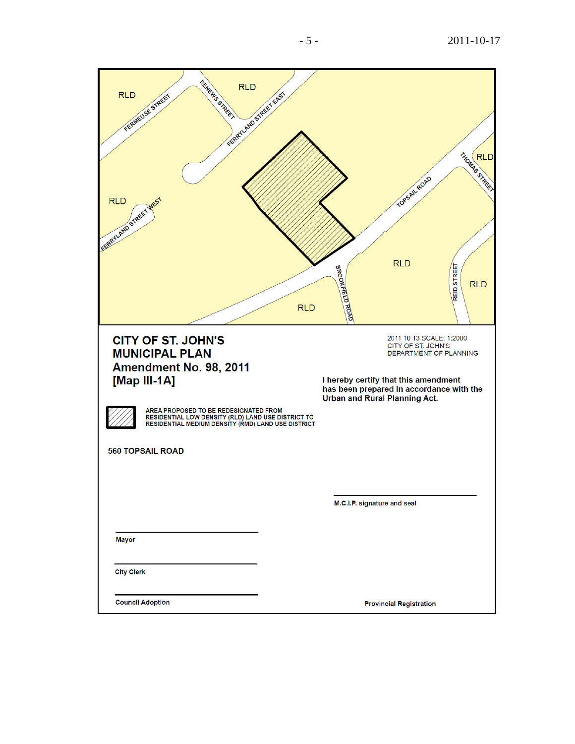RLD

FERMEUSE STREET

RENEWS STREET

RLD

FERRYLAND STREET EAST

RLD

THOMAS STREET

TOPSAIL ROAD

RLD

FERRYLAND STREET WEST

BROOKFIELD ROAD

RLD

REID STREET

RLD

RLD

**CITY OF ST. JOHN'S**
**MUNICIPAL PLAN**
**Amendment No. 98, 2011**
**[Map III-1A]**

2011 10 13 SCALE: 1:2000
CITY OF ST. JOHN'S
DEPARTMENT OF PLANNING

**I hereby certify that this amendment has been prepared in accordance with the Urban and Rural Planning Act.**

AREA PROPOSED TO BE REDESIGNATED FROM RESIDENTIAL LOW DENSITY (RLD) LAND USE DISTRICT TO RESIDENTIAL MEDIUM DENSITY (RMD) LAND USE DISTRICT

**560 TOPSAIL ROAD**

______________________
**M.C.I.P. signature and seal**

______________________
**Mayor**

______________________
**City Clerk**

______________________
**Council Adoption**

**Provincial Registration**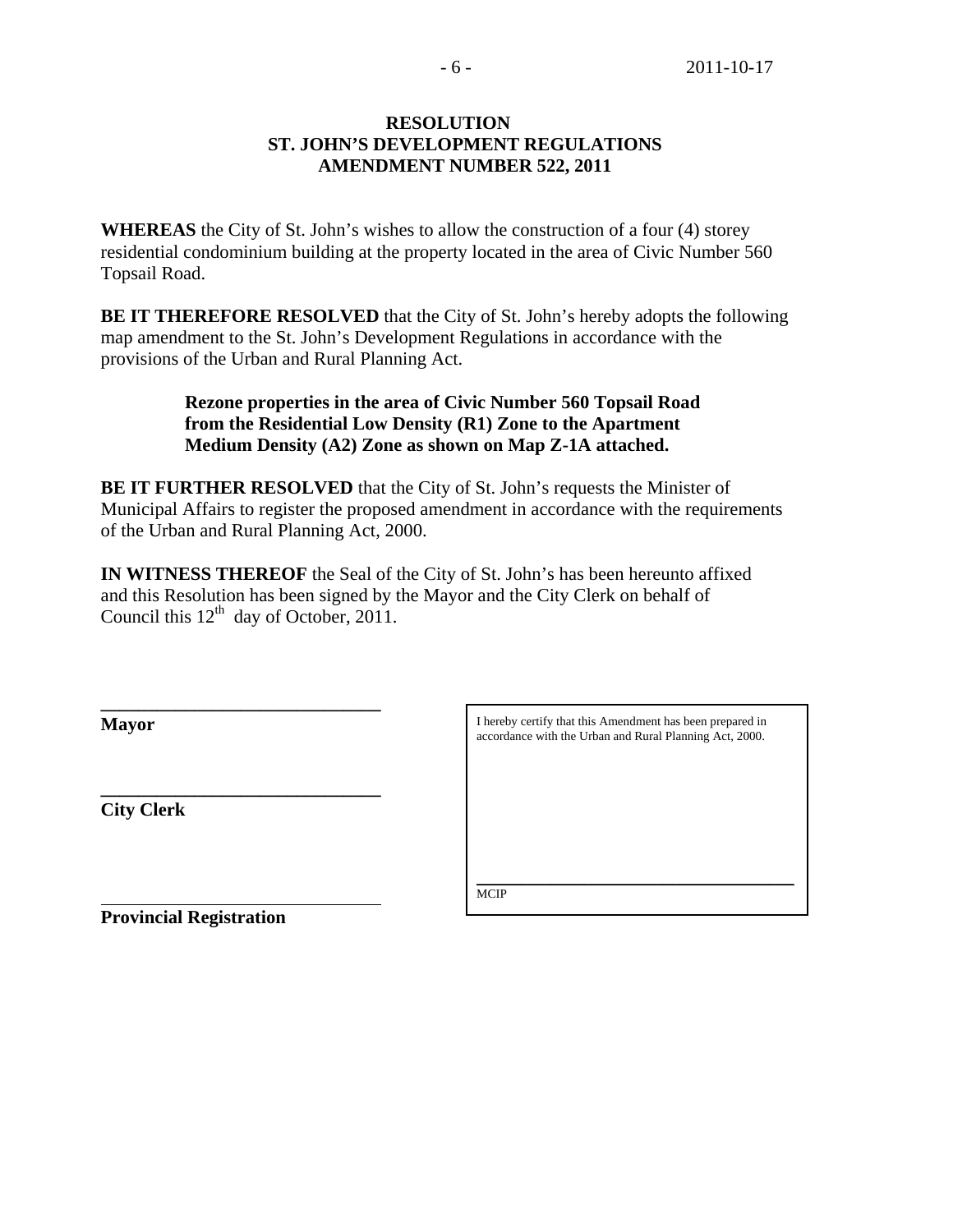**RESOLUTION**
**ST. JOHN'S DEVELOPMENT REGULATIONS**
**AMENDMENT NUMBER 522, 2011**

**WHEREAS** the City of St. John's wishes to allow the construction of a four (4) storey residential condominium building at the property located in the area of Civic Number 560 Topsail Road.

**BE IT THEREFORE RESOLVED** that the City of St. John's hereby adopts the following map amendment to the St. John's Development Regulations in accordance with the provisions of the Urban and Rural Planning Act.

> **Rezone properties in the area of Civic Number 560 Topsail Road from the Residential Low Density (R1) Zone to the Apartment Medium Density (A2) Zone as shown on Map Z-1A attached.**

**BE IT FURTHER RESOLVED** that the City of St. John's requests the Minister of Municipal Affairs to register the proposed amendment in accordance with the requirements of the Urban and Rural Planning Act, 2000.

**IN WITNESS THEREOF** the Seal of the City of St. John's has been hereunto affixed and this Resolution has been signed by the Mayor and the City Clerk on behalf of Council this 12th day of October, 2011.

\_\_\_\_\_\_\_\_\_\_\_\_\_\_\_\_\_\_\_\_\_\_\_\_\_\_\_\_\_\_
**Mayor**

\_\_\_\_\_\_\_\_\_\_\_\_\_\_\_\_\_\_\_\_\_\_\_\_\_\_\_\_\_\_
**City Clerk**

\_\_\_\_\_\_\_\_\_\_\_\_\_\_\_\_\_\_\_\_\_\_\_\_\_\_\_\_\_\_
**Provincial Registration**

I hereby certify that this Amendment has been prepared in accordance with the Urban and Rural Planning Act, 2000.

\_\_\_\_\_\_\_\_\_\_\_\_\_\_\_\_\_\_\_\_\_\_\_\_\_\_\_\_\_\_
MCIP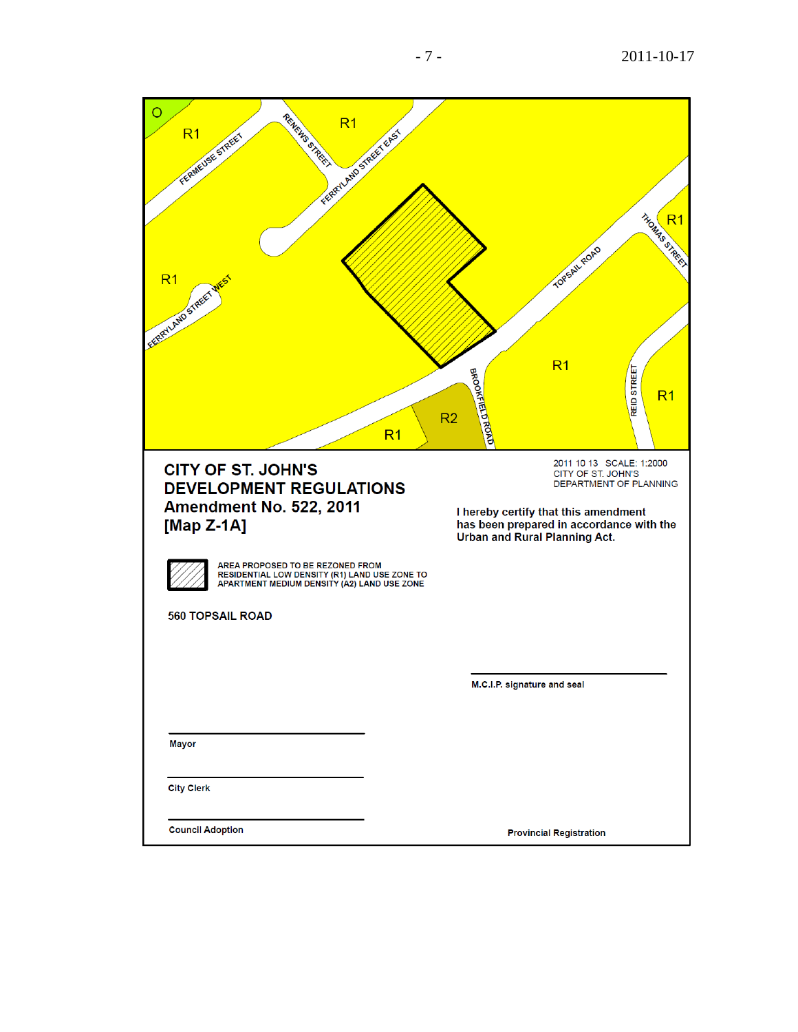**CITY OF ST. JOHN'S**
**DEVELOPMENT REGULATIONS**
**Amendment No. 522, 2011**
**[Map Z-1A]**

2011 10 13 SCALE: 1:2000
CITY OF ST. JOHN'S
DEPARTMENT OF PLANNING

I hereby certify that this amendment has been prepared in accordance with the Urban and Rural Planning Act.

AREA PROPOSED TO BE REZONED FROM RESIDENTIAL LOW DENSITY (R1) LAND USE ZONE TO APARTMENT MEDIUM DENSITY (A2) LAND USE ZONE

**560 TOPSAIL ROAD**

M.C.I.P. signature and seal

Mayor

City Clerk

Council Adoption

Provincial Registration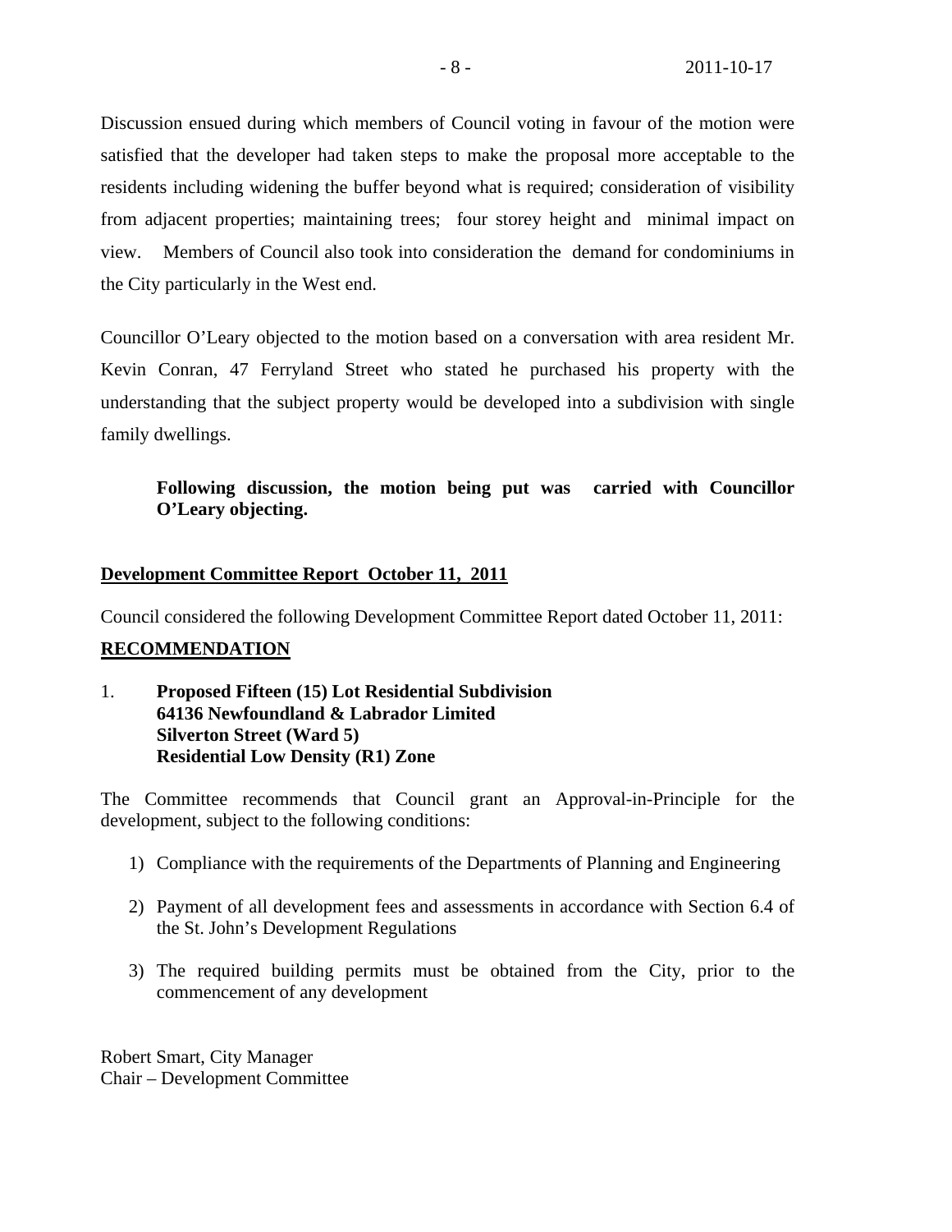Discussion ensued during which members of Council voting in favour of the motion were satisfied that the developer had taken steps to make the proposal more acceptable to the residents including widening the buffer beyond what is required; consideration of visibility from adjacent properties; maintaining trees; four storey height and minimal impact on view. Members of Council also took into consideration the demand for condominiums in the City particularly in the West end.

Councillor O'Leary objected to the motion based on a conversation with area resident Mr. Kevin Conran, 47 Ferryland Street who stated he purchased his property with the understanding that the subject property would be developed into a subdivision with single family dwellings.

> **Following discussion, the motion being put was carried with Councillor O'Leary objecting.**

**Development Committee Report October 11, 2011**

Council considered the following Development Committee Report dated October 11, 2011:

**RECOMMENDATION**

1. **Proposed Fifteen (15) Lot Residential Subdivision**
   **64136 Newfoundland & Labrador Limited**
   **Silverton Street (Ward 5)**
   **Residential Low Density (R1) Zone**

The Committee recommends that Council grant an Approval-in-Principle for the development, subject to the following conditions:

1) Compliance with the requirements of the Departments of Planning and Engineering
2) Payment of all development fees and assessments in accordance with Section 6.4 of the St. John's Development Regulations
3) The required building permits must be obtained from the City, prior to the commencement of any development

Robert Smart, City Manager
Chair – Development Committee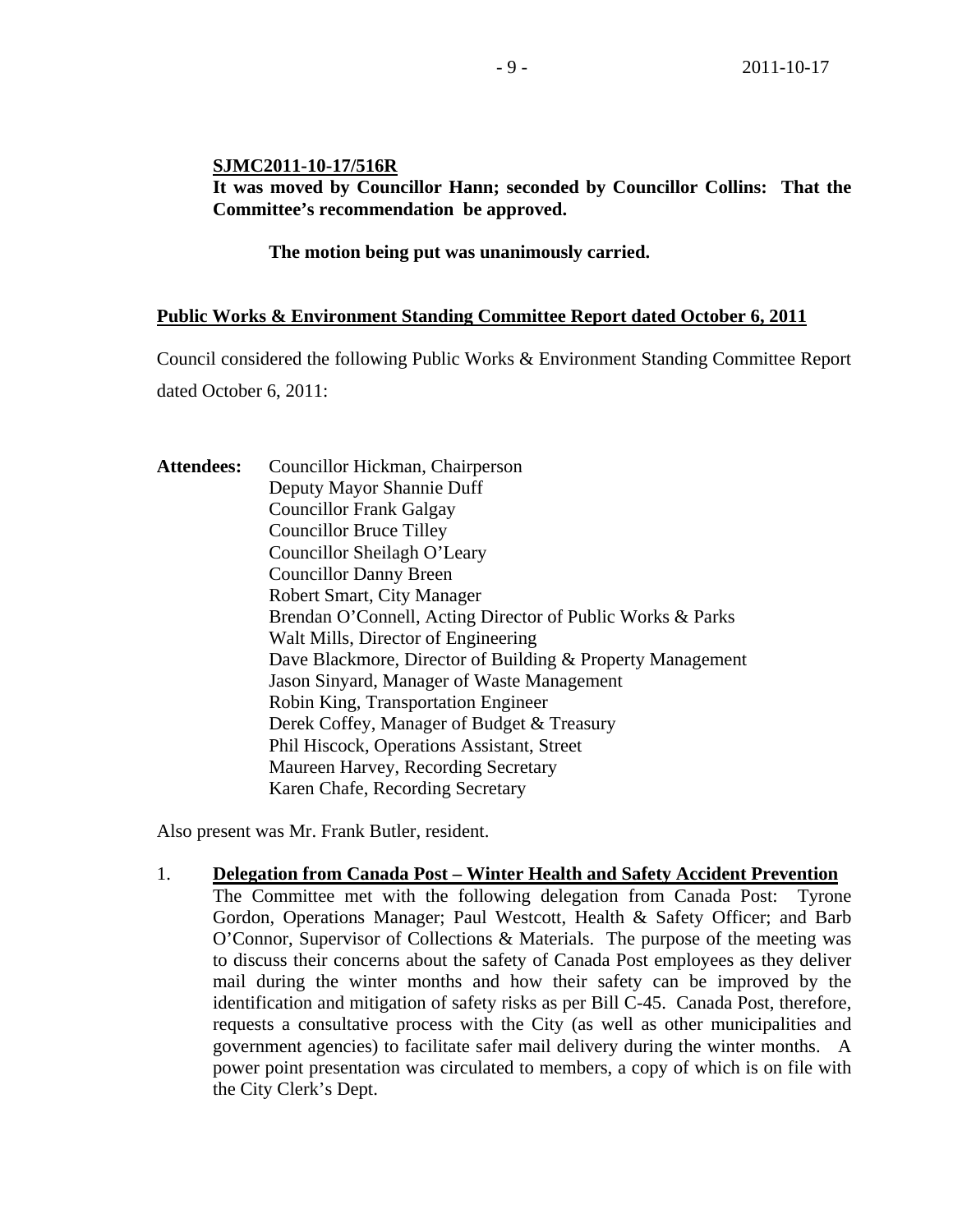**SJMC2011-10-17/516R**

**It was moved by Councillor Hann; seconded by Councillor Collins: That the Committee's recommendation be approved.**

**The motion being put was unanimously carried.**

**Public Works & Environment Standing Committee Report dated October 6, 2011**

Council considered the following Public Works & Environment Standing Committee Report dated October 6, 2011:

**Attendees:** Councillor Hickman, Chairperson
Deputy Mayor Shannie Duff
Councillor Frank Galgay
Councillor Bruce Tilley
Councillor Sheilagh O'Leary
Councillor Danny Breen
Robert Smart, City Manager
Brendan O'Connell, Acting Director of Public Works & Parks
Walt Mills, Director of Engineering
Dave Blackmore, Director of Building & Property Management
Jason Sinyard, Manager of Waste Management
Robin King, Transportation Engineer
Derek Coffey, Manager of Budget & Treasury
Phil Hiscock, Operations Assistant, Street
Maureen Harvey, Recording Secretary
Karen Chafe, Recording Secretary

Also present was Mr. Frank Butler, resident.

1. **Delegation from Canada Post – Winter Health and Safety Accident Prevention**
   The Committee met with the following delegation from Canada Post: Tyrone Gordon, Operations Manager; Paul Westcott, Health & Safety Officer; and Barb O'Connor, Supervisor of Collections & Materials. The purpose of the meeting was to discuss their concerns about the safety of Canada Post employees as they deliver mail during the winter months and how their safety can be improved by the identification and mitigation of safety risks as per Bill C-45. Canada Post, therefore, requests a consultative process with the City (as well as other municipalities and government agencies) to facilitate safer mail delivery during the winter months. A power point presentation was circulated to members, a copy of which is on file with the City Clerk's Dept.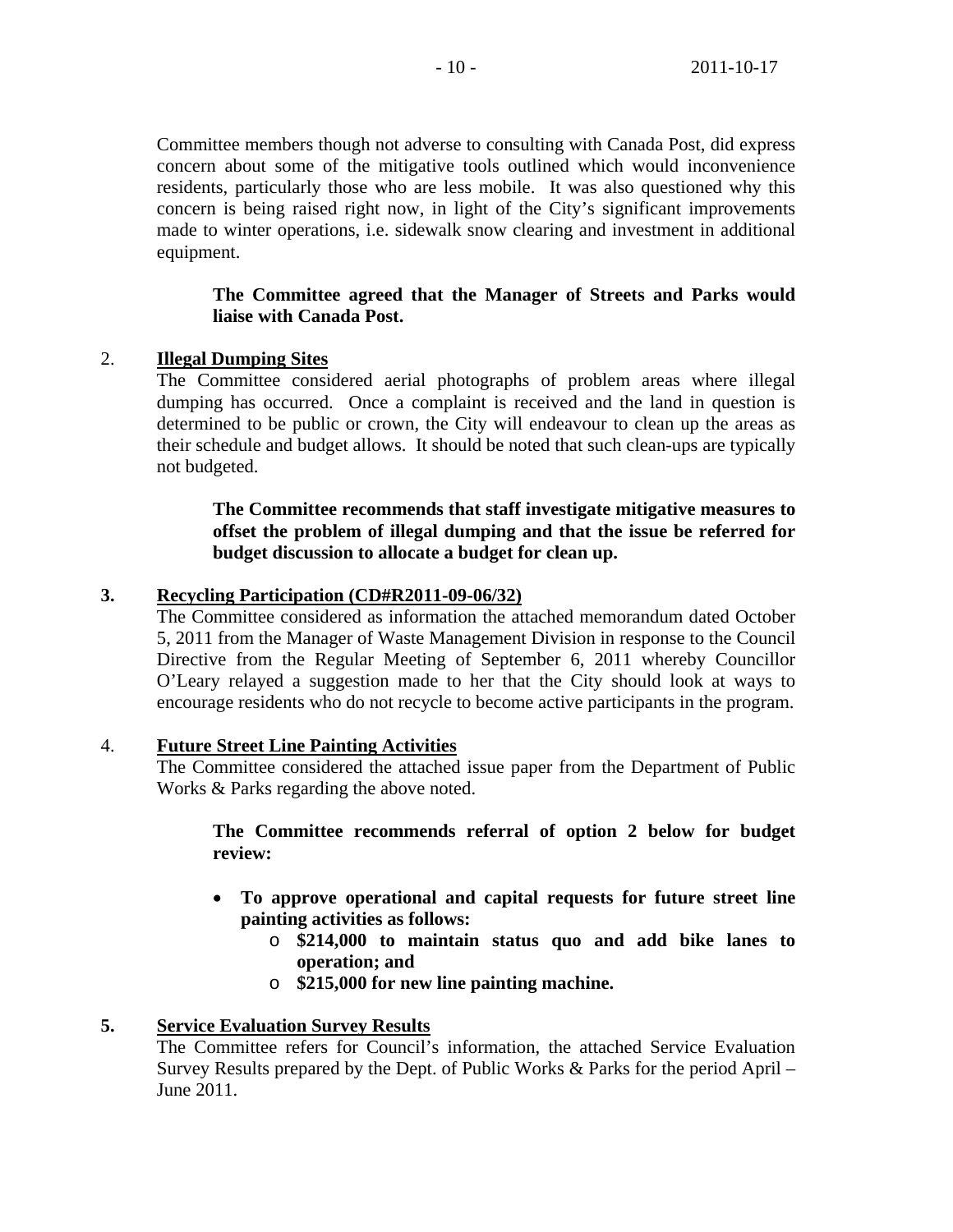Committee members though not adverse to consulting with Canada Post, did express concern about some of the mitigative tools outlined which would inconvenience residents, particularly those who are less mobile. It was also questioned why this concern is being raised right now, in light of the City's significant improvements made to winter operations, i.e. sidewalk snow clearing and investment in additional equipment.

**The Committee agreed that the Manager of Streets and Parks would liaise with Canada Post.**

2. **Illegal Dumping Sites**

The Committee considered aerial photographs of problem areas where illegal dumping has occurred. Once a complaint is received and the land in question is determined to be public or crown, the City will endeavour to clean up the areas as their schedule and budget allows. It should be noted that such clean-ups are typically not budgeted.

**The Committee recommends that staff investigate mitigative measures to offset the problem of illegal dumping and that the issue be referred for budget discussion to allocate a budget for clean up.**

**3. Recycling Participation (CD#R2011-09-06/32)**

The Committee considered as information the attached memorandum dated October 5, 2011 from the Manager of Waste Management Division in response to the Council Directive from the Regular Meeting of September 6, 2011 whereby Councillor O'Leary relayed a suggestion made to her that the City should look at ways to encourage residents who do not recycle to become active participants in the program.

4. **Future Street Line Painting Activities**

The Committee considered the attached issue paper from the Department of Public Works & Parks regarding the above noted.

**The Committee recommends referral of option 2 below for budget review:**

- **To approve operational and capital requests for future street line painting activities as follows:**
  - **$214,000 to maintain status quo and add bike lanes to operation; and**
  - **$215,000 for new line painting machine.**

**5. Service Evaluation Survey Results**

The Committee refers for Council's information, the attached Service Evaluation Survey Results prepared by the Dept. of Public Works & Parks for the period April – June 2011.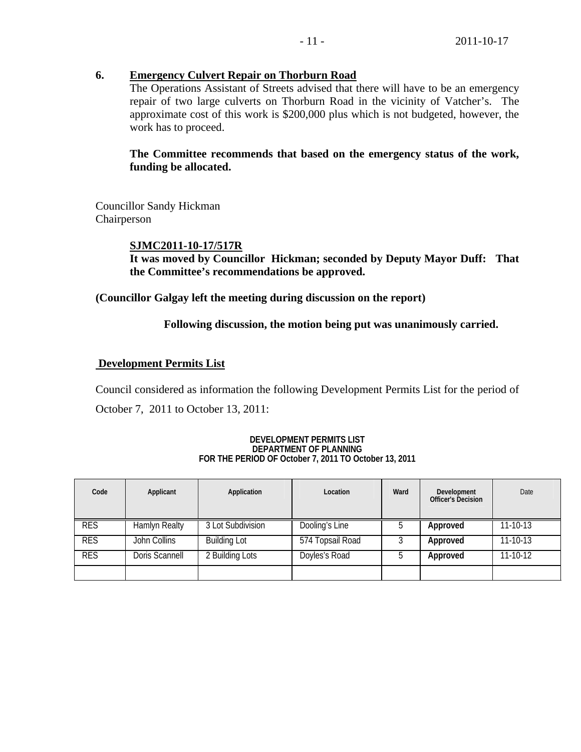**6. Emergency Culvert Repair on Thorburn Road**

The Operations Assistant of Streets advised that there will have to be an emergency repair of two large culverts on Thorburn Road in the vicinity of Vatcher's. The approximate cost of this work is $200,000 plus which is not budgeted, however, the work has to proceed.

**The Committee recommends that based on the emergency status of the work, funding be allocated.**

Councillor Sandy Hickman
Chairperson

**SJMC2011-10-17/517R**
**It was moved by Councillor Hickman; seconded by Deputy Mayor Duff: That the Committee's recommendations be approved.**

**(Councillor Galgay left the meeting during discussion on the report)**

**Following discussion, the motion being put was unanimously carried.**

## Development Permits List

Council considered as information the following Development Permits List for the period of October 7, 2011 to October 13, 2011:

**DEVELOPMENT PERMITS LIST**
**DEPARTMENT OF PLANNING**
**FOR THE PERIOD OF October 7, 2011 TO October 13, 2011**

| Code | Applicant | Application | Location | Ward | Development Officer's Decision | Date |
|---|---|---|---|---|---|---|
| RES | Hamlyn Realty | 3 Lot Subdivision | Dooling's Line | 5 | **Approved** | 11-10-13 |
| RES | John Collins | Building Lot | 574 Topsail Road | 3 | **Approved** | 11-10-13 |
| RES | Doris Scannell | 2 Building Lots | Doyles's Road | 5 | **Approved** | 11-10-12 |
| | | | | | | |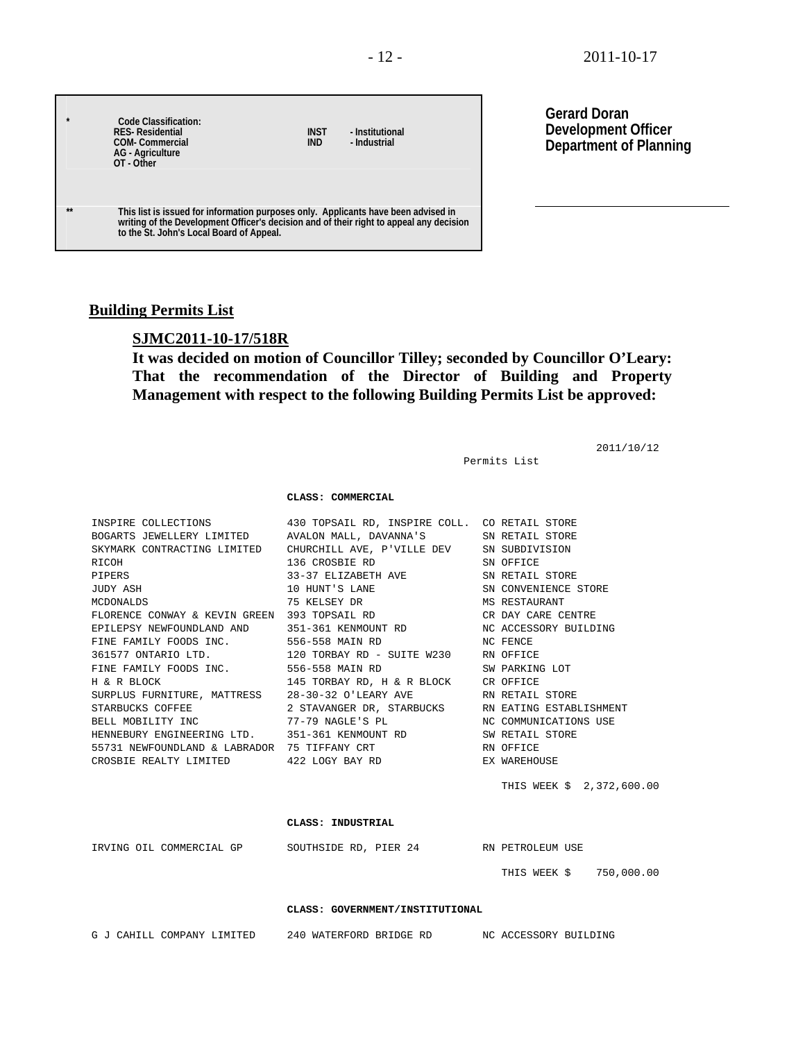| * | Code Classification: | | |
|---|---|---|---|
| | RES- Residential | INST | - Institutional |
| | COM- Commercial | IND | - Industrial |
| | AG - Agriculture | | |
| | OT - Other | | |

** This list is issued for information purposes only. Applicants have been advised in writing of the Development Officer's decision and of their right to appeal any decision to the St. John's Local Board of Appeal.

**Gerard Doran**
**Development Officer**
**Department of Planning**

## Building Permits List

**SJMC2011-10-17/518R**

**It was decided on motion of Councillor Tilley; seconded by Councillor O'Leary: That the recommendation of the Director of Building and Property Management with respect to the following Building Permits List be approved:**

2011/10/12

Permits List

**CLASS: COMMERCIAL**

| | | |
|---|---|---|
| INSPIRE COLLECTIONS | 430 TOPSAIL RD, INSPIRE COLL. | CO RETAIL STORE |
| BOGARTS JEWELLERY LIMITED | AVALON MALL, DAVANNA'S | SN RETAIL STORE |
| SKYMARK CONTRACTING LIMITED | CHURCHILL AVE, P'VILLE DEV | SN SUBDIVISION |
| RICOH | 136 CROSBIE RD | SN OFFICE |
| PIPERS | 33-37 ELIZABETH AVE | SN RETAIL STORE |
| JUDY ASH | 10 HUNT'S LANE | SN CONVENIENCE STORE |
| MCDONALDS | 75 KELSEY DR | MS RESTAURANT |
| FLORENCE CONWAY & KEVIN GREEN | 393 TOPSAIL RD | CR DAY CARE CENTRE |
| EPILEPSY NEWFOUNDLAND AND | 351-361 KENMOUNT RD | NC ACCESSORY BUILDING |
| FINE FAMILY FOODS INC. | 556-558 MAIN RD | NC FENCE |
| 361577 ONTARIO LTD. | 120 TORBAY RD - SUITE W230 | RN OFFICE |
| FINE FAMILY FOODS INC. | 556-558 MAIN RD | SW PARKING LOT |
| H & R BLOCK | 145 TORBAY RD, H & R BLOCK | CR OFFICE |
| SURPLUS FURNITURE, MATTRESS | 28-30-32 O'LEARY AVE | RN RETAIL STORE |
| STARBUCKS COFFEE | 2 STAVANGER DR, STARBUCKS | RN EATING ESTABLISHMENT |
| BELL MOBILITY INC | 77-79 NAGLE'S PL | NC COMMUNICATIONS USE |
| HENNEBURY ENGINEERING LTD. | 351-361 KENMOUNT RD | SW RETAIL STORE |
| 55731 NEWFOUNDLAND & LABRADOR | 75 TIFFANY CRT | RN OFFICE |
| CROSBIE REALTY LIMITED | 422 LOGY BAY RD | EX WAREHOUSE |

THIS WEEK $ 2,372,600.00

**CLASS: INDUSTRIAL**

| | | |
|---|---|---|
| IRVING OIL COMMERCIAL GP | SOUTHSIDE RD, PIER 24 | RN PETROLEUM USE |

THIS WEEK $ 750,000.00

**CLASS: GOVERNMENT/INSTITUTIONAL**

| | | |
|---|---|---|
| G J CAHILL COMPANY LIMITED | 240 WATERFORD BRIDGE RD | NC ACCESSORY BUILDING |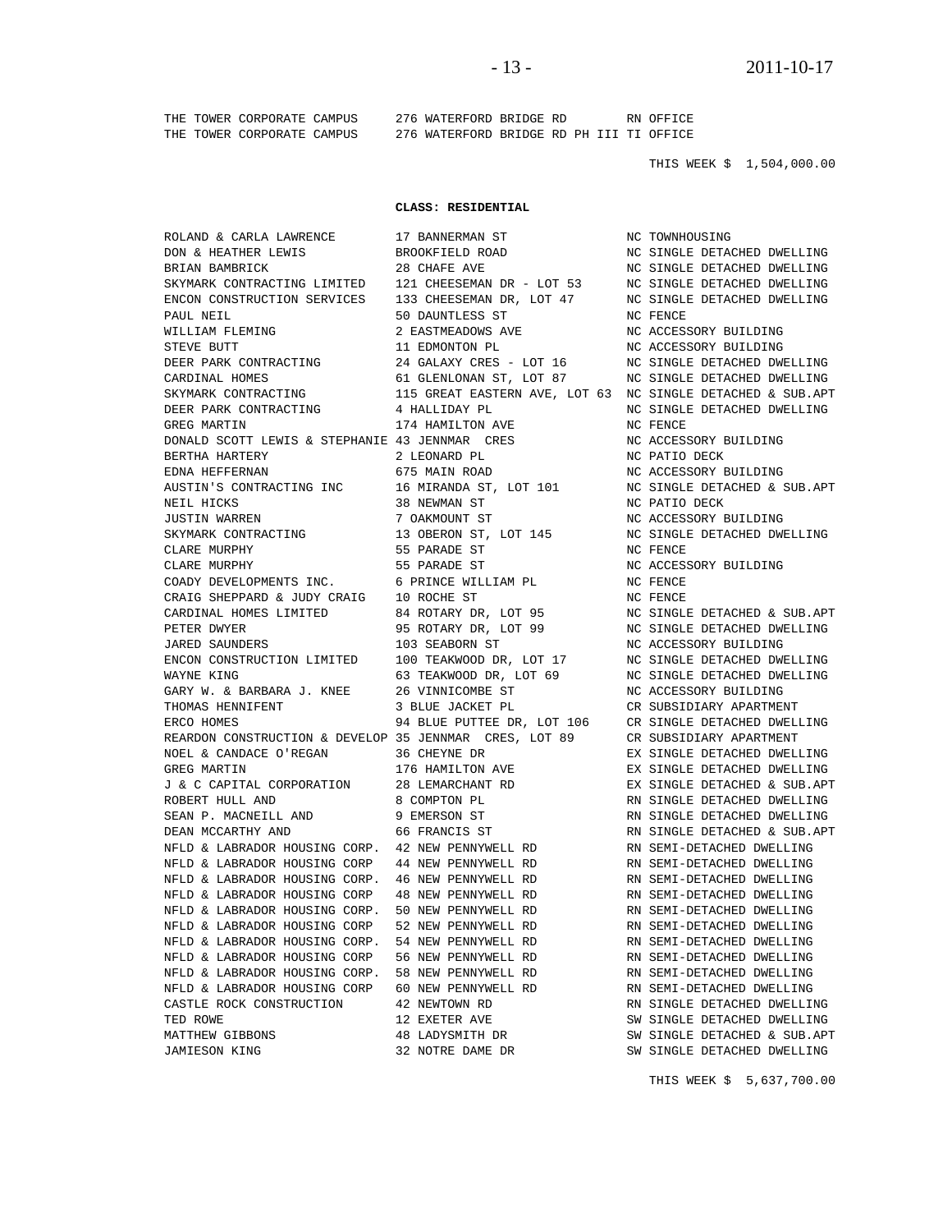| | | |
|---|---|---|
| THE TOWER CORPORATE CAMPUS | 276 WATERFORD BRIDGE RD | RN OFFICE |
| THE TOWER CORPORATE CAMPUS | 276 WATERFORD BRIDGE RD PH III | TI OFFICE |

THIS WEEK $ 1,504,000.00

**CLASS: RESIDENTIAL**

| | | |
|---|---|---|
| ROLAND & CARLA LAWRENCE | 17 BANNERMAN ST | NC TOWNHOUSING |
| DON & HEATHER LEWIS | BROOKFIELD ROAD | NC SINGLE DETACHED DWELLING |
| BRIAN BAMBRICK | 28 CHAFE AVE | NC SINGLE DETACHED DWELLING |
| SKYMARK CONTRACTING LIMITED | 121 CHEESEMAN DR - LOT 53 | NC SINGLE DETACHED DWELLING |
| ENCON CONSTRUCTION SERVICES | 133 CHEESEMAN DR, LOT 47 | NC SINGLE DETACHED DWELLING |
| PAUL NEIL | 50 DAUNTLESS ST | NC FENCE |
| WILLIAM FLEMING | 2 EASTMEADOWS AVE | NC ACCESSORY BUILDING |
| STEVE BUTT | 11 EDMONTON PL | NC ACCESSORY BUILDING |
| DEER PARK CONTRACTING | 24 GALAXY CRES - LOT 16 | NC SINGLE DETACHED DWELLING |
| CARDINAL HOMES | 61 GLENLONAN ST, LOT 87 | NC SINGLE DETACHED DWELLING |
| SKYMARK CONTRACTING | 115 GREAT EASTERN AVE, LOT 63 | NC SINGLE DETACHED & SUB.APT |
| DEER PARK CONTRACTING | 4 HALLIDAY PL | NC SINGLE DETACHED DWELLING |
| GREG MARTIN | 174 HAMILTON AVE | NC FENCE |
| DONALD SCOTT LEWIS & STEPHANIE | 43 JENNMAR CRES | NC ACCESSORY BUILDING |
| BERTHA HARTERY | 2 LEONARD PL | NC PATIO DECK |
| EDNA HEFFERNAN | 675 MAIN ROAD | NC ACCESSORY BUILDING |
| AUSTIN'S CONTRACTING INC | 16 MIRANDA ST, LOT 101 | NC SINGLE DETACHED & SUB.APT |
| NEIL HICKS | 38 NEWMAN ST | NC PATIO DECK |
| JUSTIN WARREN | 7 OAKMOUNT ST | NC ACCESSORY BUILDING |
| SKYMARK CONTRACTING | 13 OBERON ST, LOT 145 | NC SINGLE DETACHED DWELLING |
| CLARE MURPHY | 55 PARADE ST | NC FENCE |
| CLARE MURPHY | 55 PARADE ST | NC ACCESSORY BUILDING |
| COADY DEVELOPMENTS INC. | 6 PRINCE WILLIAM PL | NC FENCE |
| CRAIG SHEPPARD & JUDY CRAIG | 10 ROCHE ST | NC FENCE |
| CARDINAL HOMES LIMITED | 84 ROTARY DR, LOT 95 | NC SINGLE DETACHED & SUB.APT |
| PETER DWYER | 95 ROTARY DR, LOT 99 | NC SINGLE DETACHED DWELLING |
| JARED SAUNDERS | 103 SEABORN ST | NC ACCESSORY BUILDING |
| ENCON CONSTRUCTION LIMITED | 100 TEAKWOOD DR, LOT 17 | NC SINGLE DETACHED DWELLING |
| WAYNE KING | 63 TEAKWOOD DR, LOT 69 | NC SINGLE DETACHED DWELLING |
| GARY W. & BARBARA J. KNEE | 26 VINNICOMBE ST | NC ACCESSORY BUILDING |
| THOMAS HENNIFENT | 3 BLUE JACKET PL | CR SUBSIDIARY APARTMENT |
| ERCO HOMES | 94 BLUE PUTTEE DR, LOT 106 | CR SINGLE DETACHED DWELLING |
| REARDON CONSTRUCTION & DEVELOP | 35 JENNMAR CRES, LOT 89 | CR SUBSIDIARY APARTMENT |
| NOEL & CANDACE O'REGAN | 36 CHEYNE DR | EX SINGLE DETACHED DWELLING |
| GREG MARTIN | 176 HAMILTON AVE | EX SINGLE DETACHED DWELLING |
| J & C CAPITAL CORPORATION | 28 LEMARCHANT RD | EX SINGLE DETACHED & SUB.APT |
| ROBERT HULL AND | 8 COMPTON PL | RN SINGLE DETACHED DWELLING |
| SEAN P. MACNEILL AND | 9 EMERSON ST | RN SINGLE DETACHED DWELLING |
| DEAN MCCARTHY AND | 66 FRANCIS ST | RN SINGLE DETACHED & SUB.APT |
| NFLD & LABRADOR HOUSING CORP. | 42 NEW PENNYWELL RD | RN SEMI-DETACHED DWELLING |
| NFLD & LABRADOR HOUSING CORP | 44 NEW PENNYWELL RD | RN SEMI-DETACHED DWELLING |
| NFLD & LABRADOR HOUSING CORP. | 46 NEW PENNYWELL RD | RN SEMI-DETACHED DWELLING |
| NFLD & LABRADOR HOUSING CORP | 48 NEW PENNYWELL RD | RN SEMI-DETACHED DWELLING |
| NFLD & LABRADOR HOUSING CORP. | 50 NEW PENNYWELL RD | RN SEMI-DETACHED DWELLING |
| NFLD & LABRADOR HOUSING CORP | 52 NEW PENNYWELL RD | RN SEMI-DETACHED DWELLING |
| NFLD & LABRADOR HOUSING CORP. | 54 NEW PENNYWELL RD | RN SEMI-DETACHED DWELLING |
| NFLD & LABRADOR HOUSING CORP | 56 NEW PENNYWELL RD | RN SEMI-DETACHED DWELLING |
| NFLD & LABRADOR HOUSING CORP. | 58 NEW PENNYWELL RD | RN SEMI-DETACHED DWELLING |
| NFLD & LABRADOR HOUSING CORP | 60 NEW PENNYWELL RD | RN SEMI-DETACHED DWELLING |
| CASTLE ROCK CONSTRUCTION | 42 NEWTOWN RD | RN SINGLE DETACHED DWELLING |
| TED ROWE | 12 EXETER AVE | SW SINGLE DETACHED DWELLING |
| MATTHEW GIBBONS | 48 LADYSMITH DR | SW SINGLE DETACHED & SUB.APT |
| JAMIESON KING | 32 NOTRE DAME DR | SW SINGLE DETACHED DWELLING |

THIS WEEK $ 5,637,700.00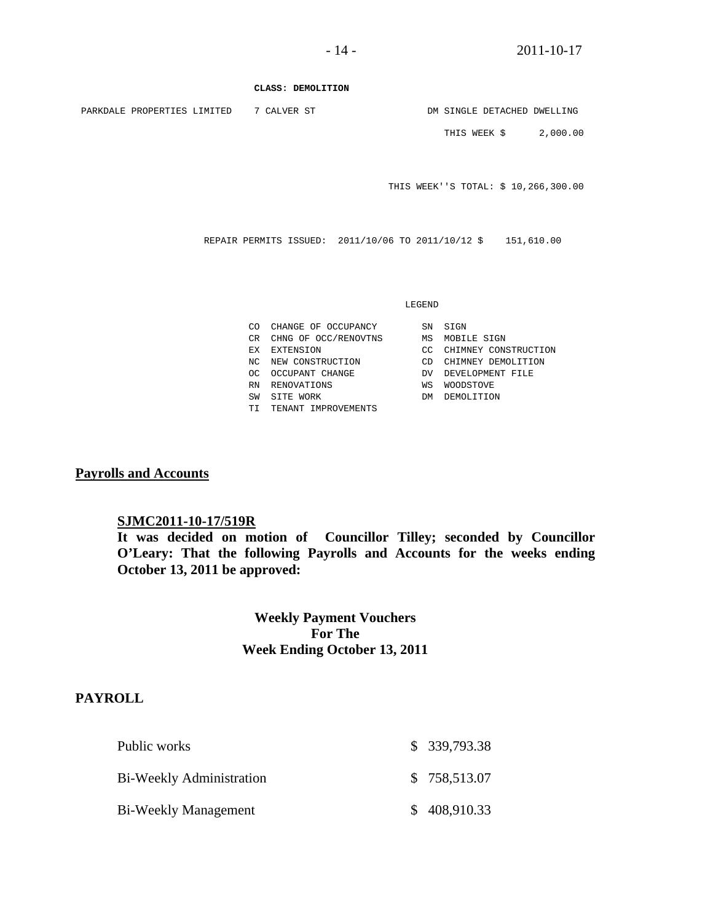**CLASS: DEMOLITION**

| | | |
|---|---|---|
| PARKDALE PROPERTIES LIMITED | 7 CALVER ST | DM SINGLE DETACHED DWELLING |
| | | THIS WEEK $ 2,000.00 |

THIS WEEK''S TOTAL: $ 10,266,300.00

REPAIR PERMITS ISSUED: 2011/10/06 TO 2011/10/12 $ 151,610.00

LEGEND

| | | | |
|---|---|---|---|
| CO | CHANGE OF OCCUPANCY | SN | SIGN |
| CR | CHNG OF OCC/RENOVTNS | MS | MOBILE SIGN |
| EX | EXTENSION | CC | CHIMNEY CONSTRUCTION |
| NC | NEW CONSTRUCTION | CD | CHIMNEY DEMOLITION |
| OC | OCCUPANT CHANGE | DV | DEVELOPMENT FILE |
| RN | RENOVATIONS | WS | WOODSTOVE |
| SW | SITE WORK | DM | DEMOLITION |
| TI | TENANT IMPROVEMENTS | | |

## Payrolls and Accounts

**SJMC2011-10-17/519R**
**It was decided on motion of Councillor Tilley; seconded by Councillor O'Leary: That the following Payrolls and Accounts for the weeks ending October 13, 2011 be approved:**

**Weekly Payment Vouchers**
**For The**
**Week Ending October 13, 2011**

## PAYROLL

| | |
|---|---|
| Public works | $ 339,793.38 |
| Bi-Weekly Administration | $ 758,513.07 |
| Bi-Weekly Management | $ 408,910.33 |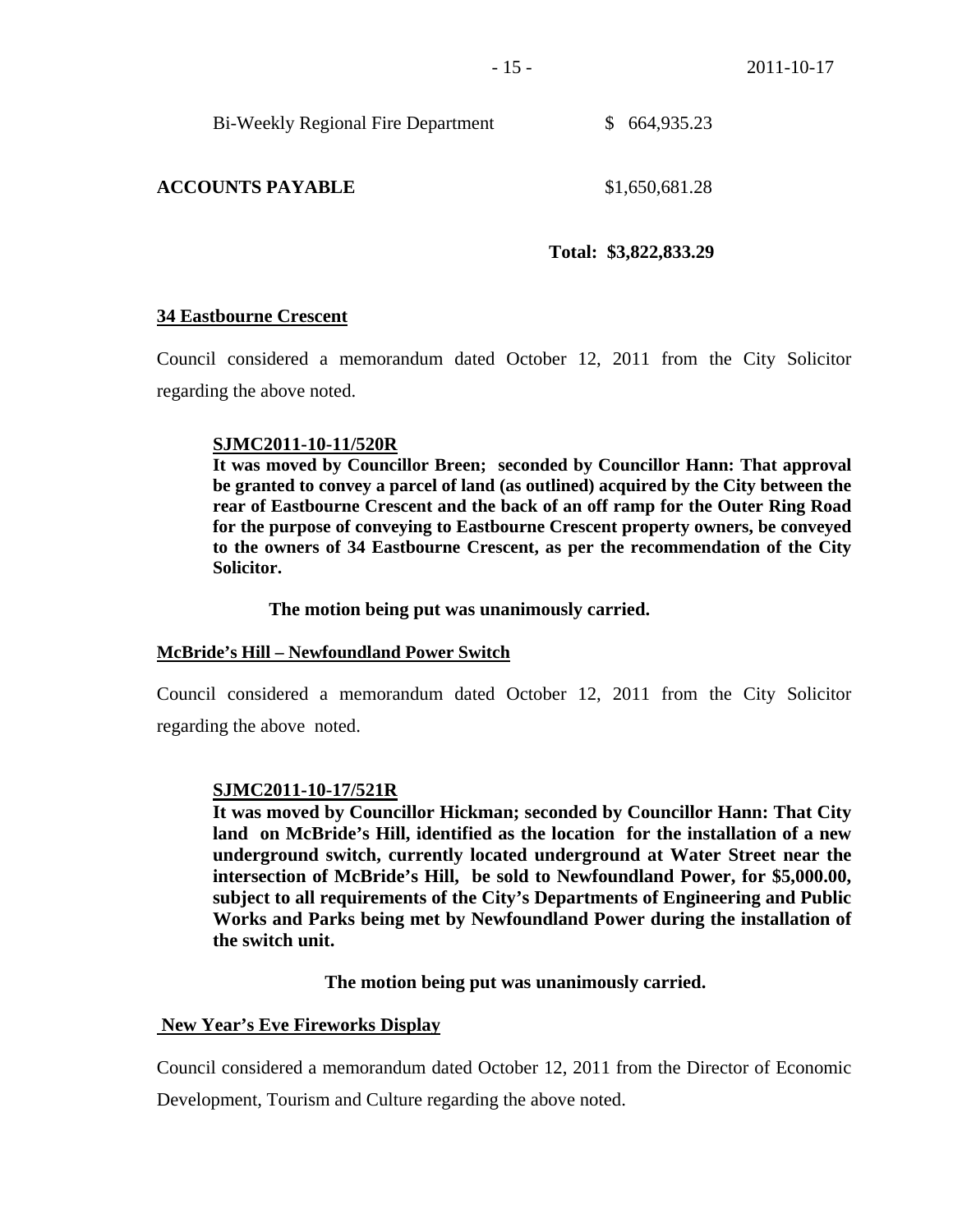| | |
|---|---|
| Bi-Weekly Regional Fire Department | $ 664,935.23 |
| **ACCOUNTS PAYABLE** | $1,650,681.28 |
| **Total:** | **$3,822,833.29** |

**34 Eastbourne Crescent**

Council considered a memorandum dated October 12, 2011 from the City Solicitor regarding the above noted.

**SJMC2011-10-11/520R**
**It was moved by Councillor Breen; seconded by Councillor Hann: That approval be granted to convey a parcel of land (as outlined) acquired by the City between the rear of Eastbourne Crescent and the back of an off ramp for the Outer Ring Road for the purpose of conveying to Eastbourne Crescent property owners, be conveyed to the owners of 34 Eastbourne Crescent, as per the recommendation of the City Solicitor.**

**The motion being put was unanimously carried.**

**McBride's Hill – Newfoundland Power Switch**

Council considered a memorandum dated October 12, 2011 from the City Solicitor regarding the above noted.

**SJMC2011-10-17/521R**
**It was moved by Councillor Hickman; seconded by Councillor Hann: That City land on McBride's Hill, identified as the location for the installation of a new underground switch, currently located underground at Water Street near the intersection of McBride's Hill, be sold to Newfoundland Power, for $5,000.00, subject to all requirements of the City's Departments of Engineering and Public Works and Parks being met by Newfoundland Power during the installation of the switch unit.**

**The motion being put was unanimously carried.**

**New Year's Eve Fireworks Display**

Council considered a memorandum dated October 12, 2011 from the Director of Economic Development, Tourism and Culture regarding the above noted.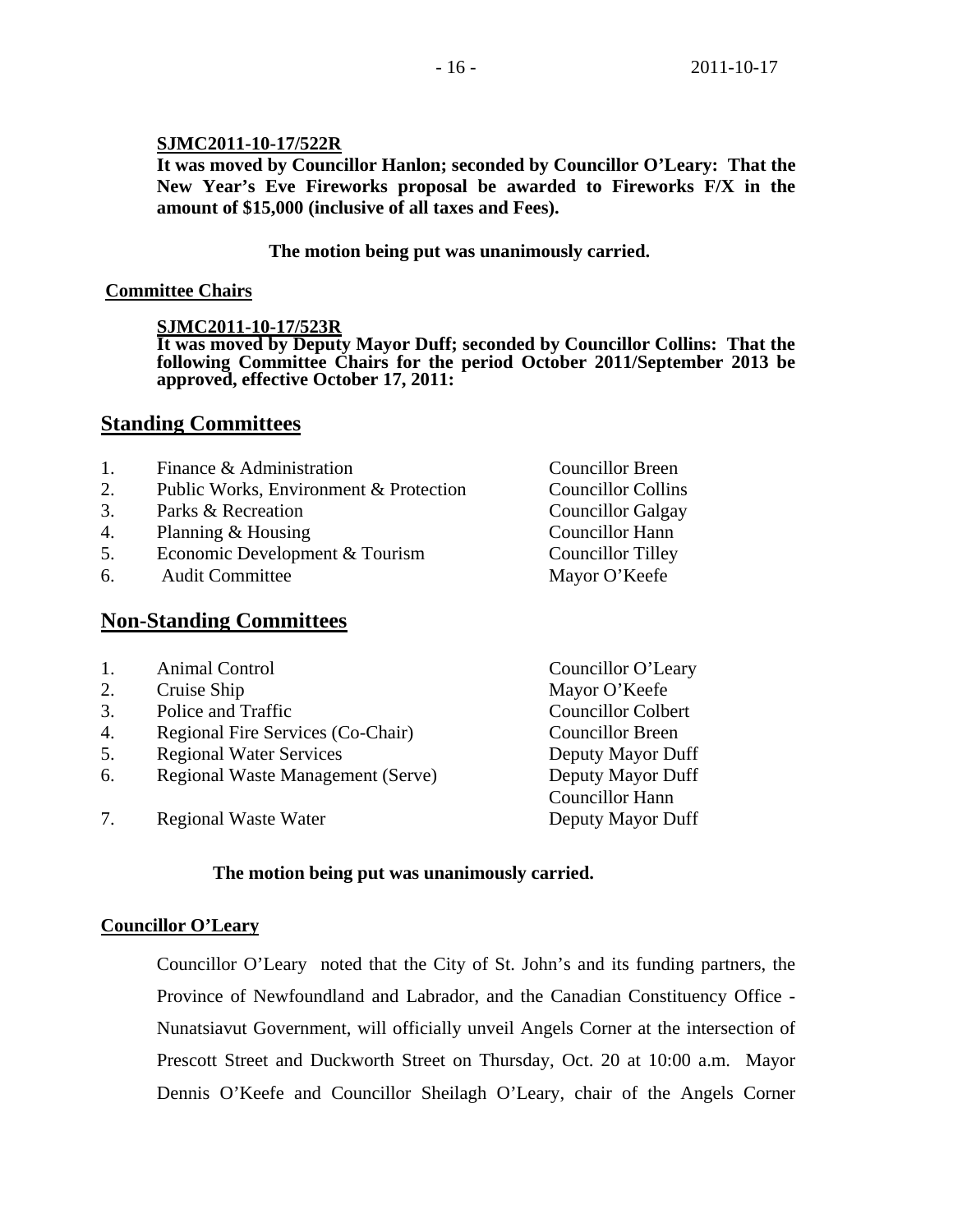**SJMC2011-10-17/522R**
**It was moved by Councillor Hanlon; seconded by Councillor O'Leary: That the New Year's Eve Fireworks proposal be awarded to Fireworks F/X in the amount of $15,000 (inclusive of all taxes and Fees).**

**The motion being put was unanimously carried.**

**Committee Chairs**

**SJMC2011-10-17/523R**
**It was moved by Deputy Mayor Duff; seconded by Councillor Collins: That the following Committee Chairs for the period October 2011/September 2013 be approved, effective October 17, 2011:**

## Standing Committees

| | Committee | Chair |
|---|---|---|
| 1. | Finance & Administration | Councillor Breen |
| 2. | Public Works, Environment & Protection | Councillor Collins |
| 3. | Parks & Recreation | Councillor Galgay |
| 4. | Planning & Housing | Councillor Hann |
| 5. | Economic Development & Tourism | Councillor Tilley |
| 6. | Audit Committee | Mayor O'Keefe |

## Non-Standing Committees

| | Committee | Chair |
|---|---|---|
| 1. | Animal Control | Councillor O'Leary |
| 2. | Cruise Ship | Mayor O'Keefe |
| 3. | Police and Traffic | Councillor Colbert |
| 4. | Regional Fire Services (Co-Chair) | Councillor Breen |
| 5. | Regional Water Services | Deputy Mayor Duff |
| 6. | Regional Waste Management (Serve) | Deputy Mayor Duff<br>Councillor Hann |
| 7. | Regional Waste Water | Deputy Mayor Duff |

**The motion being put was unanimously carried.**

**Councillor O'Leary**

Councillor O'Leary noted that the City of St. John's and its funding partners, the Province of Newfoundland and Labrador, and the Canadian Constituency Office - Nunatsiavut Government, will officially unveil Angels Corner at the intersection of Prescott Street and Duckworth Street on Thursday, Oct. 20 at 10:00 a.m. Mayor Dennis O'Keefe and Councillor Sheilagh O'Leary, chair of the Angels Corner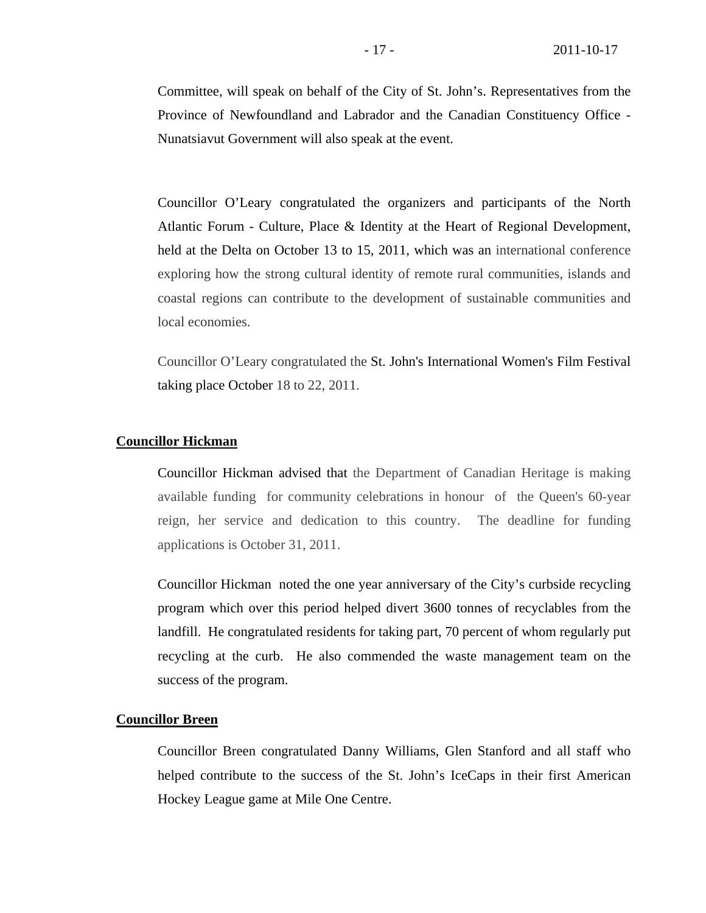Committee, will speak on behalf of the City of St. John's. Representatives from the Province of Newfoundland and Labrador and the Canadian Constituency Office - Nunatsiavut Government will also speak at the event.

Councillor O'Leary congratulated the organizers and participants of the North Atlantic Forum - Culture, Place & Identity at the Heart of Regional Development, held at the Delta on October 13 to 15, 2011, which was an international conference exploring how the strong cultural identity of remote rural communities, islands and coastal regions can contribute to the development of sustainable communities and local economies.

Councillor O'Leary congratulated the St. John's International Women's Film Festival taking place October 18 to 22, 2011.

**Councillor Hickman**

Councillor Hickman advised that the Department of Canadian Heritage is making available funding for community celebrations in honour of the Queen's 60-year reign, her service and dedication to this country. The deadline for funding applications is October 31, 2011.

Councillor Hickman noted the one year anniversary of the City's curbside recycling program which over this period helped divert 3600 tonnes of recyclables from the landfill. He congratulated residents for taking part, 70 percent of whom regularly put recycling at the curb. He also commended the waste management team on the success of the program.

**Councillor Breen**

Councillor Breen congratulated Danny Williams, Glen Stanford and all staff who helped contribute to the success of the St. John's IceCaps in their first American Hockey League game at Mile One Centre.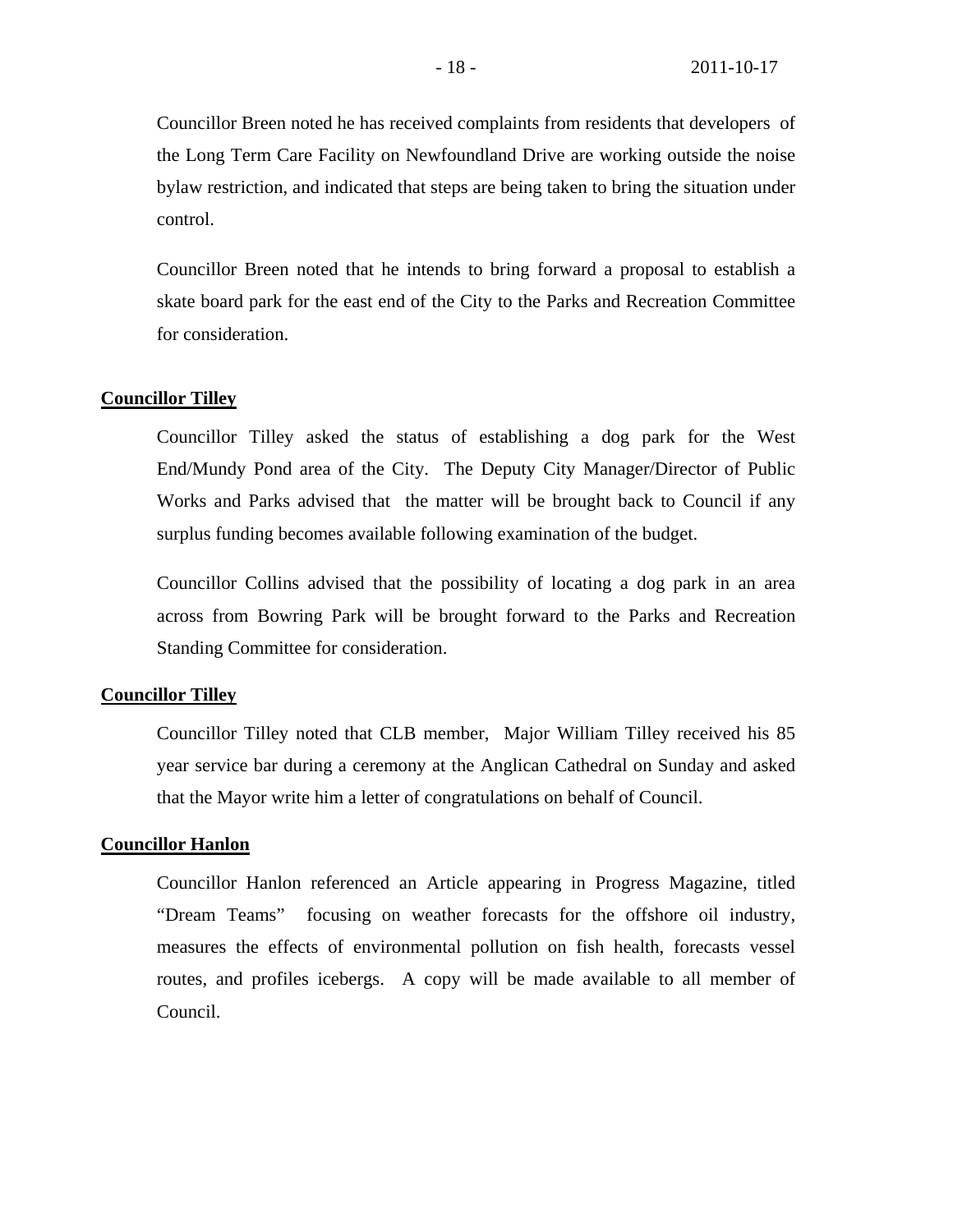Councillor Breen noted he has received complaints from residents that developers of the Long Term Care Facility on Newfoundland Drive are working outside the noise bylaw restriction, and indicated that steps are being taken to bring the situation under control.

Councillor Breen noted that he intends to bring forward a proposal to establish a skate board park for the east end of the City to the Parks and Recreation Committee for consideration.

**Councillor Tilley**

Councillor Tilley asked the status of establishing a dog park for the West End/Mundy Pond area of the City. The Deputy City Manager/Director of Public Works and Parks advised that the matter will be brought back to Council if any surplus funding becomes available following examination of the budget.

Councillor Collins advised that the possibility of locating a dog park in an area across from Bowring Park will be brought forward to the Parks and Recreation Standing Committee for consideration.

**Councillor Tilley**

Councillor Tilley noted that CLB member, Major William Tilley received his 85 year service bar during a ceremony at the Anglican Cathedral on Sunday and asked that the Mayor write him a letter of congratulations on behalf of Council.

**Councillor Hanlon**

Councillor Hanlon referenced an Article appearing in Progress Magazine, titled "Dream Teams" focusing on weather forecasts for the offshore oil industry, measures the effects of environmental pollution on fish health, forecasts vessel routes, and profiles icebergs. A copy will be made available to all member of Council.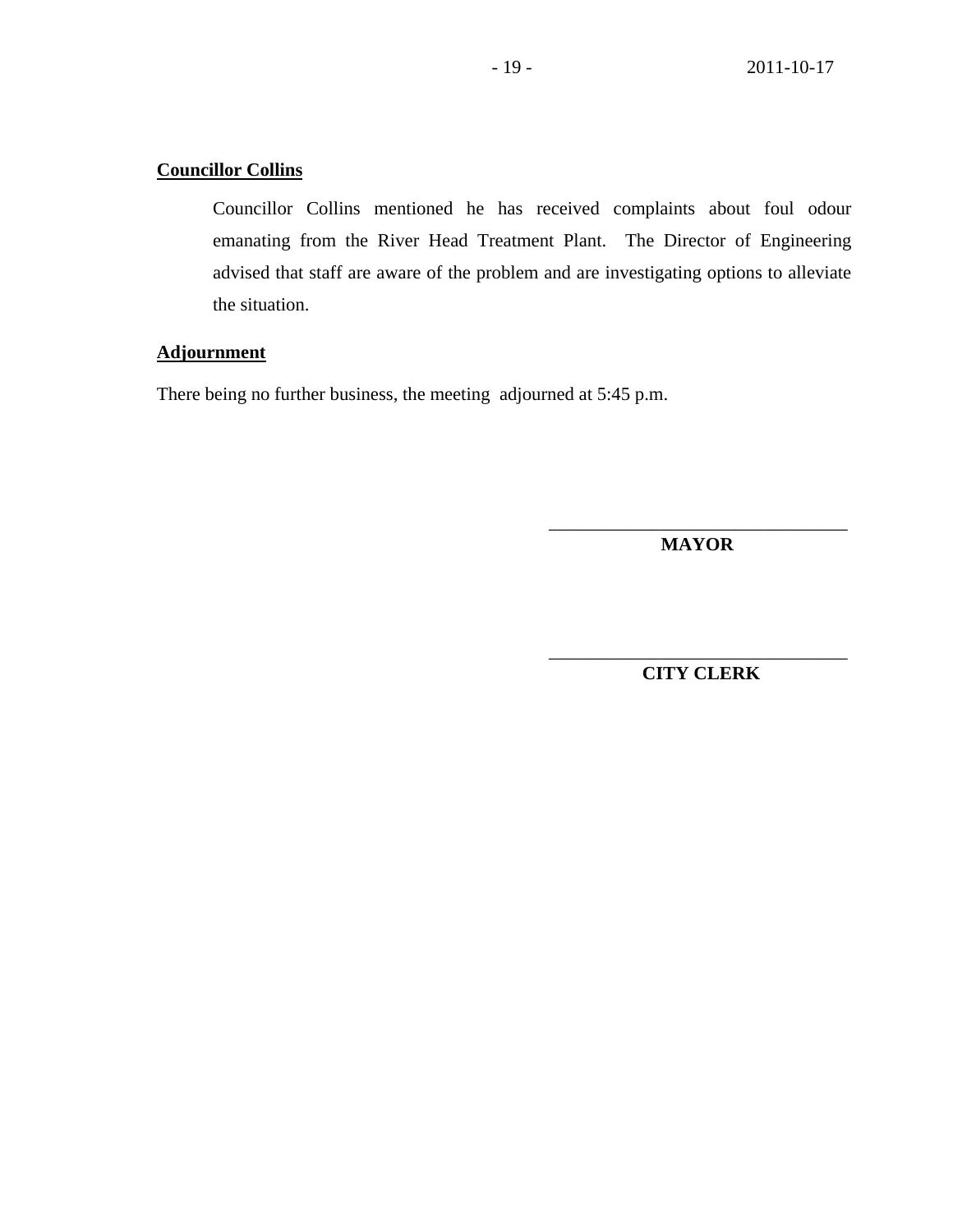**Councillor Collins**

Councillor Collins mentioned he has received complaints about foul odour emanating from the River Head Treatment Plant. The Director of Engineering advised that staff are aware of the problem and are investigating options to alleviate the situation.

**Adjournment**

There being no further business, the meeting adjourned at 5:45 p.m.

\_\_\_\_\_\_\_\_\_\_\_\_\_\_\_\_\_\_\_\_\_\_\_\_\_\_\_\_\_\_\_\_
**MAYOR**

\_\_\_\_\_\_\_\_\_\_\_\_\_\_\_\_\_\_\_\_\_\_\_\_\_\_\_\_\_\_\_\_
**CITY CLERK**